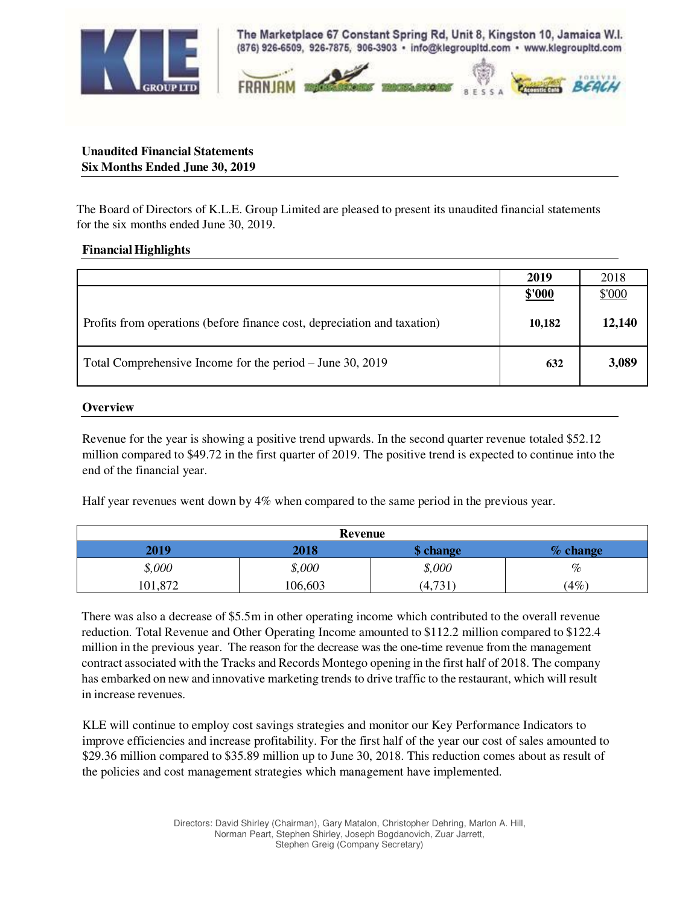**Unaudited Financial Statements**
**Six Months Ended June 30, 2019**

The Board of Directors of K.L.E. Group Limited are pleased to present its unaudited financial statements for the six months ended June 30, 2019.

## Financial Highlights

| | 2019 | 2018 |
|---|---|---|
| | $'000 | $'000 |
| Profits from operations (before finance cost, depreciation and taxation) | 10,182 | 12,140 |
| Total Comprehensive Income for the period – June 30, 2019 | 632 | 3,089 |

## Overview

Revenue for the year is showing a positive trend upwards. In the second quarter revenue totaled $52.12 million compared to $49.72 in the first quarter of 2019. The positive trend is expected to continue into the end of the financial year.

Half year revenues went down by 4% when compared to the same period in the previous year.

| Revenue | | | |
|---|---|---|---|
| **2019** | **2018** | **$ change** | **% change** |
| *$,000* | *$,000* | *$,000* | *%* |
| 101,872 | 106,603 | (4,731) | (4%) |

There was also a decrease of $5.5m in other operating income which contributed to the overall revenue reduction. Total Revenue and Other Operating Income amounted to $112.2 million compared to $122.4 million in the previous year. The reason for the decrease was the one-time revenue from the management contract associated with the Tracks and Records Montego opening in the first half of 2018. The company has embarked on new and innovative marketing trends to drive traffic to the restaurant, which will result in increase revenues.

KLE will continue to employ cost savings strategies and monitor our Key Performance Indicators to improve efficiencies and increase profitability. For the first half of the year our cost of sales amounted to $29.36 million compared to $35.89 million up to June 30, 2018. This reduction comes about as result of the policies and cost management strategies which management have implemented.

Directors: David Shirley (Chairman), Gary Matalon, Christopher Dehring, Marlon A. Hill, Norman Peart, Stephen Shirley, Joseph Bogdanovich, Zuar Jarrett, Stephen Greig (Company Secretary)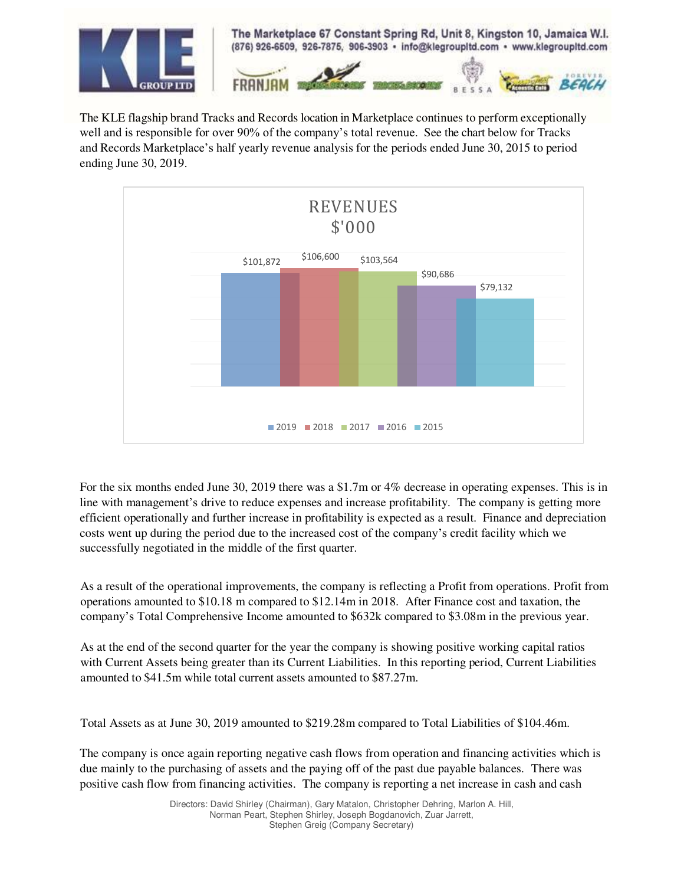The KLE flagship brand Tracks and Records location in Marketplace continues to perform exceptionally well and is responsible for over 90% of the company's total revenue. See the chart below for Tracks and Records Marketplace's half yearly revenue analysis for the periods ended June 30, 2015 to period ending June 30, 2019.

**REVENUES $'000**

| Year | Revenue ($'000) |
|---|---|
| 2019 | $101,872 |
| 2018 | $106,600 |
| 2017 | $103,564 |
| 2016 | $90,686 |
| 2015 | $79,132 |

For the six months ended June 30, 2019 there was a $1.7m or 4% decrease in operating expenses. This is in line with management's drive to reduce expenses and increase profitability. The company is getting more efficient operationally and further increase in profitability is expected as a result. Finance and depreciation costs went up during the period due to the increased cost of the company's credit facility which we successfully negotiated in the middle of the first quarter.

As a result of the operational improvements, the company is reflecting a Profit from operations. Profit from operations amounted to $10.18 m compared to $12.14m in 2018. After Finance cost and taxation, the company's Total Comprehensive Income amounted to $632k compared to $3.08m in the previous year.

As at the end of the second quarter for the year the company is showing positive working capital ratios with Current Assets being greater than its Current Liabilities. In this reporting period, Current Liabilities amounted to $41.5m while total current assets amounted to $87.27m.

Total Assets as at June 30, 2019 amounted to $219.28m compared to Total Liabilities of $104.46m.

The company is once again reporting negative cash flows from operation and financing activities which is due mainly to the purchasing of assets and the paying off of the past due payable balances. There was positive cash flow from financing activities. The company is reporting a net increase in cash and cash

Directors: David Shirley (Chairman), Gary Matalon, Christopher Dehring, Marlon A. Hill, Norman Peart, Stephen Shirley, Joseph Bogdanovich, Zuar Jarrett, Stephen Greig (Company Secretary)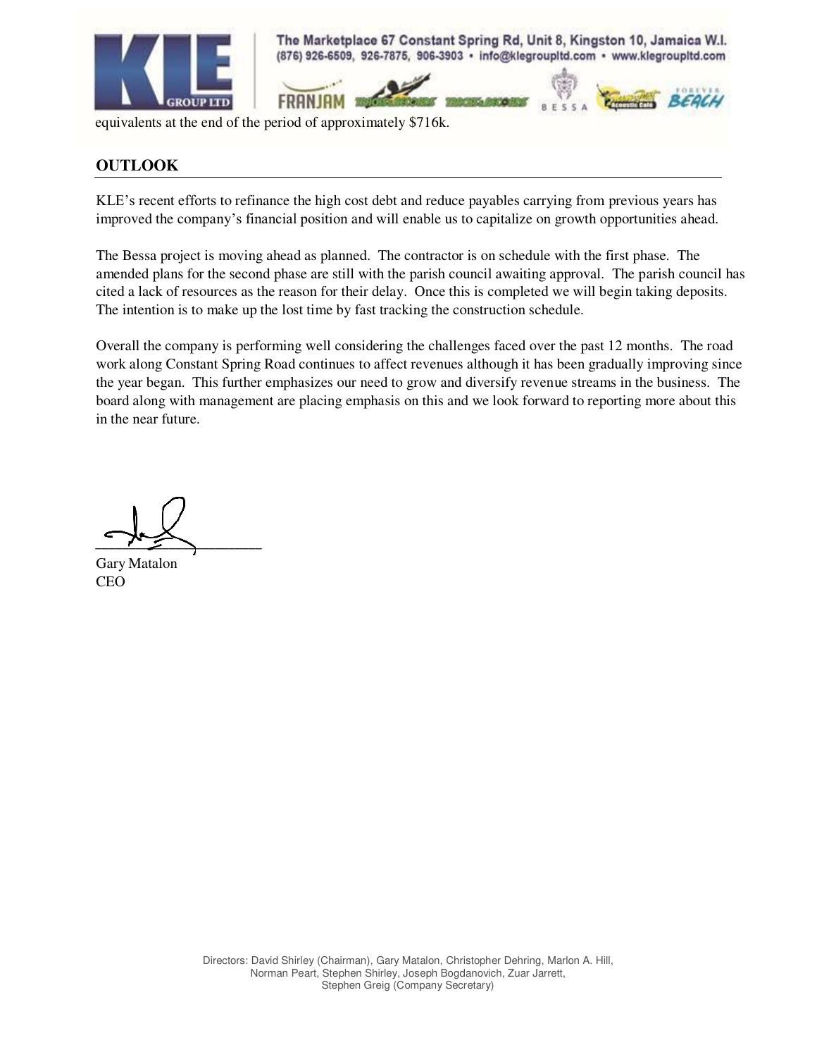equivalents at the end of the period of approximately $716k.

## OUTLOOK

KLE's recent efforts to refinance the high cost debt and reduce payables carrying from previous years has improved the company's financial position and will enable us to capitalize on growth opportunities ahead.

The Bessa project is moving ahead as planned. The contractor is on schedule with the first phase. The amended plans for the second phase are still with the parish council awaiting approval. The parish council has cited a lack of resources as the reason for their delay. Once this is completed we will begin taking deposits. The intention is to make up the lost time by fast tracking the construction schedule.

Overall the company is performing well considering the challenges faced over the past 12 months. The road work along Constant Spring Road continues to affect revenues although it has been gradually improving since the year began. This further emphasizes our need to grow and diversify revenue streams in the business. The board along with management are placing emphasis on this and we look forward to reporting more about this in the near future.

______________________
Gary Matalon
CEO